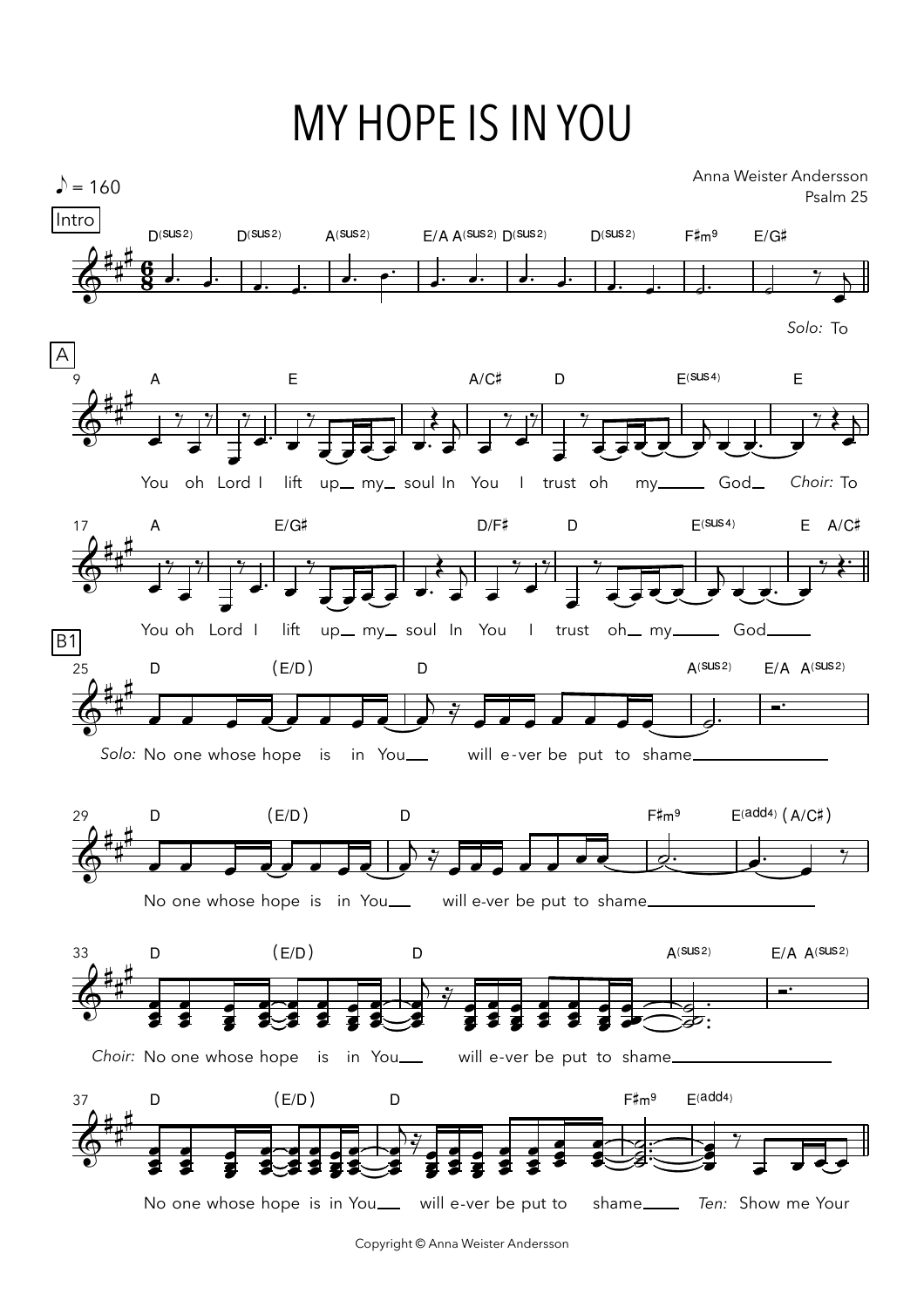# MY HOPE IS IN YOU

Anna Weister Andersson
Psalm 25

Copyright © Anna Weister Andersson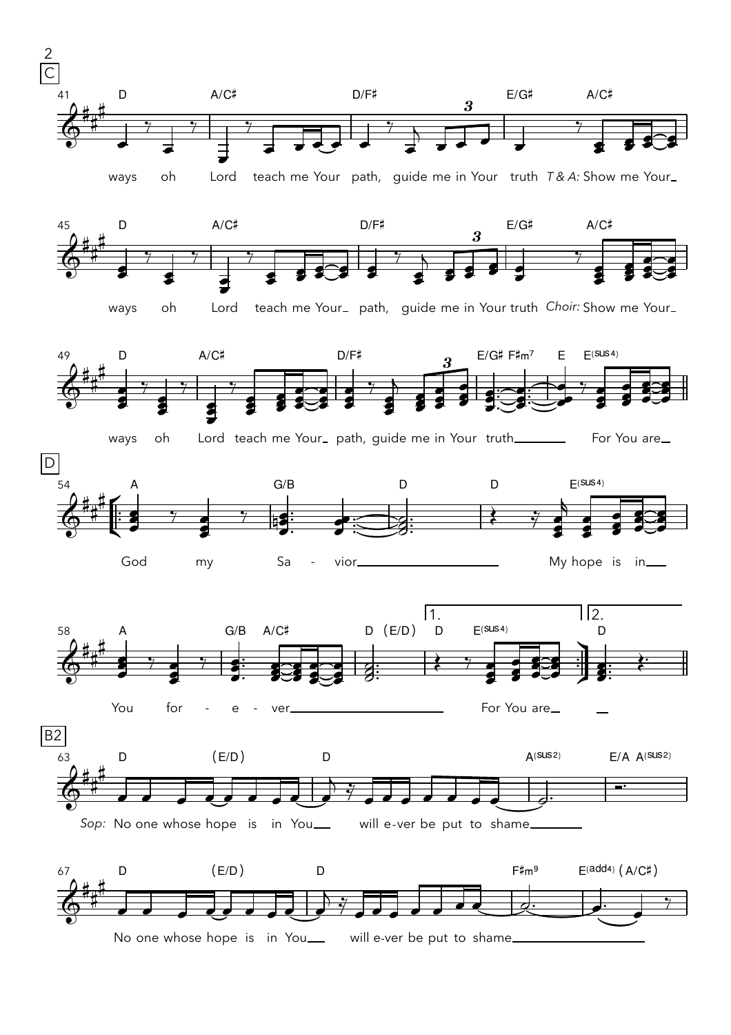C

41 D A/C♯ D/F♯ E/G♯ A/C♯

ways oh Lord teach me Your path, guide me in Your truth *T & A:* Show me Your_

45 D A/C♯ D/F♯ E/G♯ A/C♯

ways oh Lord teach me Your_ path, guide me in Your truth *Choir:* Show me Your_

49 D A/C♯ D/F♯ E/G♯ F♯m7 E E(sus4)

ways oh Lord teach me Your_ path, guide me in Your truth_______ For You are_

D

54 A G/B D D E(sus4)

God my Sa - vior___________________ My hope is in___

58 A G/B A/C♯ D (E/D) 1. D E(sus4) 2. D

You for - e - ver___________________ For You are_ _

B2

63 D (E/D) D A(sus2) E/A A(sus2)

*Sop:* No one whose hope is in You___ will e-ver be put to shame_______

67 D (E/D) D F♯m9 E(add4) (A/C♯)

No one whose hope is in You___ will e-ver be put to shame_________________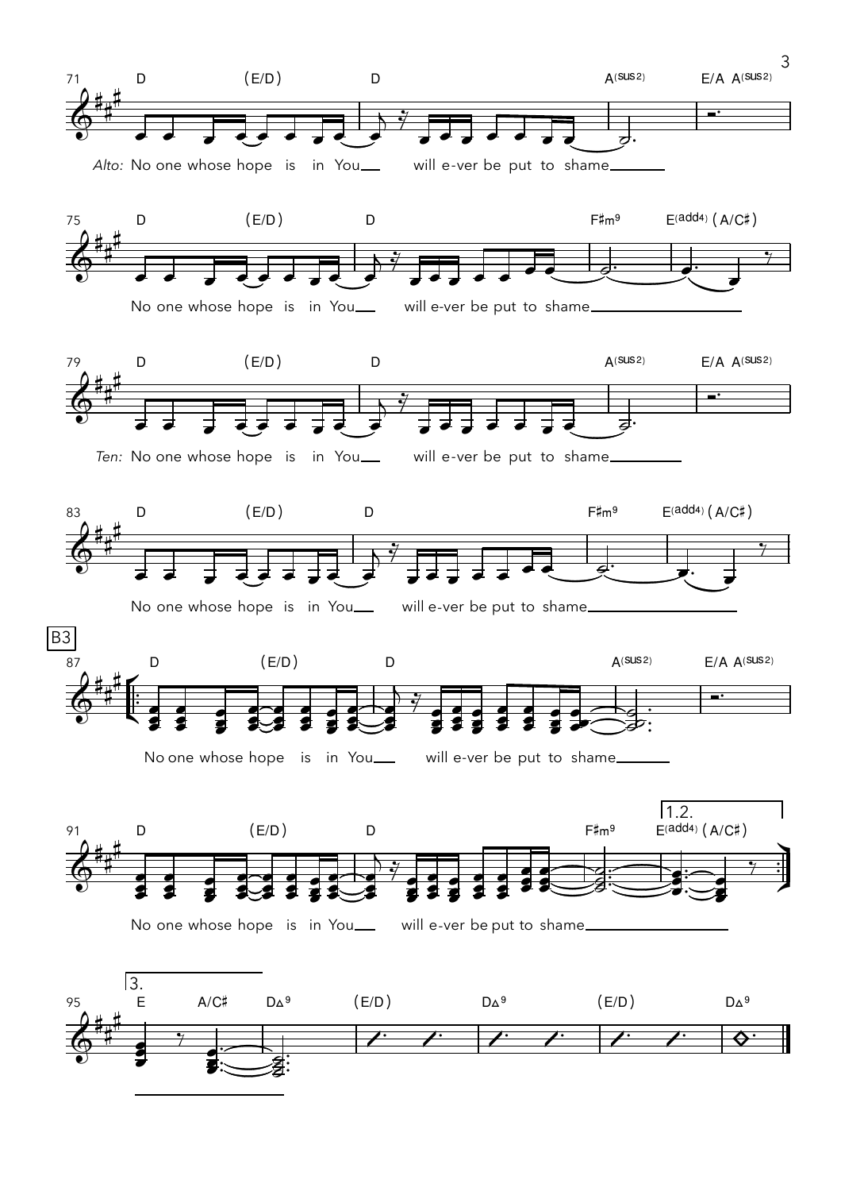71 D (E/D) D A(sus2) E/A A(sus2)

*Alto:* No one whose hope is in You ___ will e-ver be put to shame ______

75 D (E/D) D F♯m9 E(add4) (A/C♯)

No one whose hope is in You ___ will e-ver be put to shame ______________

79 D (E/D) D A(sus2) E/A A(sus2)

*Ten:* No one whose hope is in You ___ will e-ver be put to shame _______

83 D (E/D) D F♯m9 E(add4) (A/C♯)

No one whose hope is in You ___ will e-ver be put to shame ______________

B3

87 D (E/D) D A(sus2) E/A A(sus2)

No one whose hope is in You ___ will e-ver be put to shame ______

91 D (E/D) D F♯m9 E(add4) (A/C♯)

1.2.

No one whose hope is in You ___ will e-ver be put to shame ______________

95 E A/C♯ DΔ9 (E/D) DΔ9 (E/D) DΔ9

3.